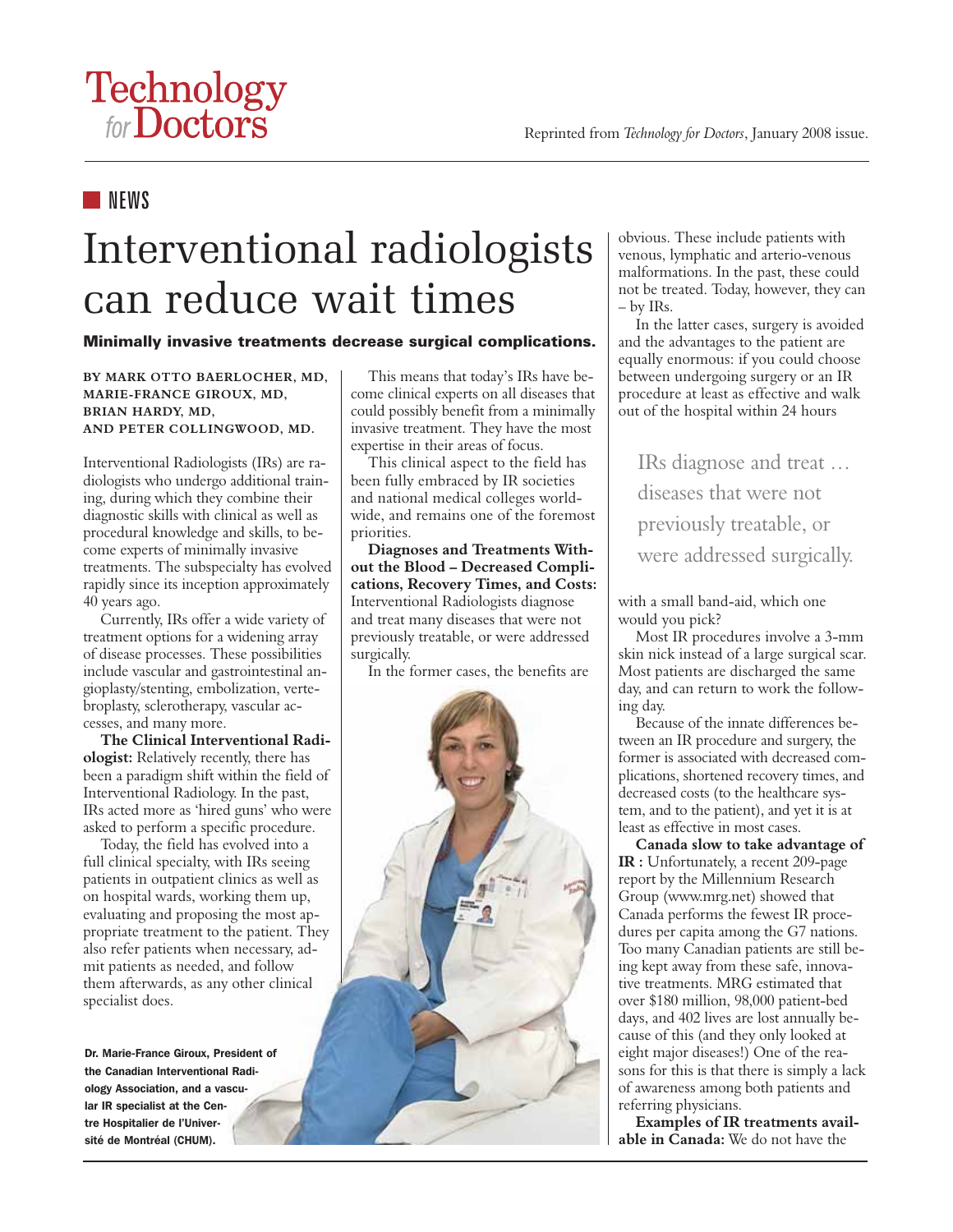Reprinted from *Technology for Doctors*, January 2008 issue.

NEWS

# Interventional radiologists can reduce wait times

**Minimally invasive treatments decrease surgical complications.**

**BY MARK OTTO BAERLOCHER, MD, MARIE-FRANCE GIROUX, MD, BRIAN HARDY, MD, AND PETER COLLINGWOOD, MD.**

Interventional Radiologists (IRs) are radiologists who undergo additional training, during which they combine their diagnostic skills with clinical as well as procedural knowledge and skills, to become experts of minimally invasive treatments. The subspecialty has evolved rapidly since its inception approximately 40 years ago.

Currently, IRs offer a wide variety of treatment options for a widening array of disease processes. These possibilities include vascular and gastrointestinal angioplasty/stenting, embolization, vertebroplasty, sclerotherapy, vascular accesses, and many more.

**The Clinical Interventional Radiologist:** Relatively recently, there has been a paradigm shift within the field of Interventional Radiology. In the past, IRs acted more as 'hired guns' who were asked to perform a specific procedure.

Today, the field has evolved into a full clinical specialty, with IRs seeing patients in outpatient clinics as well as on hospital wards, working them up, evaluating and proposing the most appropriate treatment to the patient. They also refer patients when necessary, admit patients as needed, and follow them afterwards, as any other clinical specialist does.

**Dr. Marie-France Giroux, President of the Canadian Interventional Radiology Association, and a vascular IR specialist at the Centre Hospitalier de l'Université de Montréal (CHUM).**

This means that today's IRs have become clinical experts on all diseases that could possibly benefit from a minimally invasive treatment. They have the most expertise in their areas of focus.

This clinical aspect to the field has been fully embraced by IR societies and national medical colleges worldwide, and remains one of the foremost priorities.

**Diagnoses and Treatments Without the Blood – Decreased Complications, Recovery Times, and Costs:** Interventional Radiologists diagnose and treat many diseases that were not previously treatable, or were addressed surgically.

In the former cases, the benefits are obvious. These include patients with venous, lymphatic and arterio-venous malformations. In the past, these could not be treated. Today, however, they can – by IRs.

In the latter cases, surgery is avoided and the advantages to the patient are equally enormous: if you could choose between undergoing surgery or an IR procedure at least as effective and walk out of the hospital within 24 hours with a small band-aid, which one would you pick?

> IRs diagnose and treat … diseases that were not previously treatable, or were addressed surgically.

Most IR procedures involve a 3-mm skin nick instead of a large surgical scar. Most patients are discharged the same day, and can return to work the following day.

Because of the innate differences between an IR procedure and surgery, the former is associated with decreased complications, shortened recovery times, and decreased costs (to the healthcare system, and to the patient), and yet it is at least as effective in most cases.

**Canada slow to take advantage of IR :** Unfortunately, a recent 209-page report by the Millennium Research Group (www.mrg.net) showed that Canada performs the fewest IR procedures per capita among the G7 nations. Too many Canadian patients are still being kept away from these safe, innovative treatments. MRG estimated that over $180 million, 98,000 patient-bed days, and 402 lives are lost annually because of this (and they only looked at eight major diseases!) One of the reasons for this is that there is simply a lack of awareness among both patients and referring physicians.

**Examples of IR treatments available in Canada:** We do not have the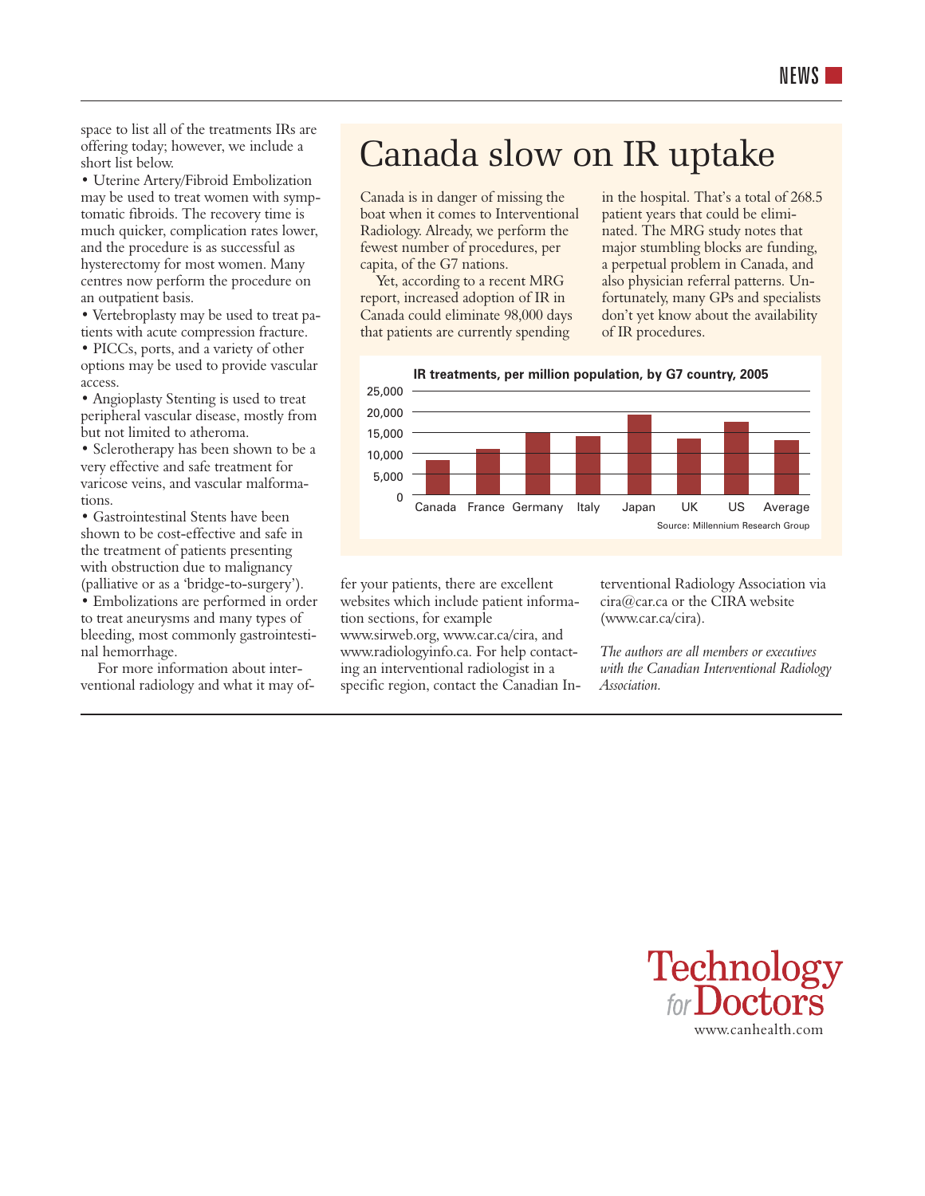space to list all of the treatments IRs are offering today; however, we include a short list below.

- Uterine Artery/Fibroid Embolization may be used to treat women with symptomatic fibroids. The recovery time is much quicker, complication rates lower, and the procedure is as successful as hysterectomy for most women. Many centres now perform the procedure on an outpatient basis.
- Vertebroplasty may be used to treat patients with acute compression fracture.
- PICCs, ports, and a variety of other options may be used to provide vascular access.
- Angioplasty Stenting is used to treat peripheral vascular disease, mostly from but not limited to atheroma.
- Sclerotherapy has been shown to be a very effective and safe treatment for varicose veins, and vascular malformations.
- Gastrointestinal Stents have been shown to be cost-effective and safe in the treatment of patients presenting with obstruction due to malignancy (palliative or as a 'bridge-to-surgery').
- Embolizations are performed in order to treat aneurysms and many types of bleeding, most commonly gastrointestinal hemorrhage.

For more information about interventional radiology and what it may offer your patients, there are excellent websites which include patient information sections, for example www.sirweb.org, www.car.ca/cira, and www.radiologyinfo.ca. For help contacting an interventional radiologist in a specific region, contact the Canadian Interventional Radiology Association via cira@car.ca or the CIRA website (www.car.ca/cira).

*The authors are all members or executives with the Canadian Interventional Radiology Association.*

## Canada slow on IR uptake

Canada is in danger of missing the boat when it comes to Interventional Radiology. Already, we perform the fewest number of procedures, per capita, of the G7 nations.

Yet, according to a recent MRG report, increased adoption of IR in Canada could eliminate 98,000 days that patients are currently spending in the hospital. That's a total of 268.5 patient years that could be eliminated. The MRG study notes that major stumbling blocks are funding, a perpetual problem in Canada, and also physician referral patterns. Unfortunately, many GPs and specialists don't yet know about the availability of IR procedures.

**IR treatments, per million population, by G7 country, 2005**

25,000
20,000
15,000
10,000
5,000
0

Canada France Germany Italy Japan UK US Average

Source: Millennium Research Group